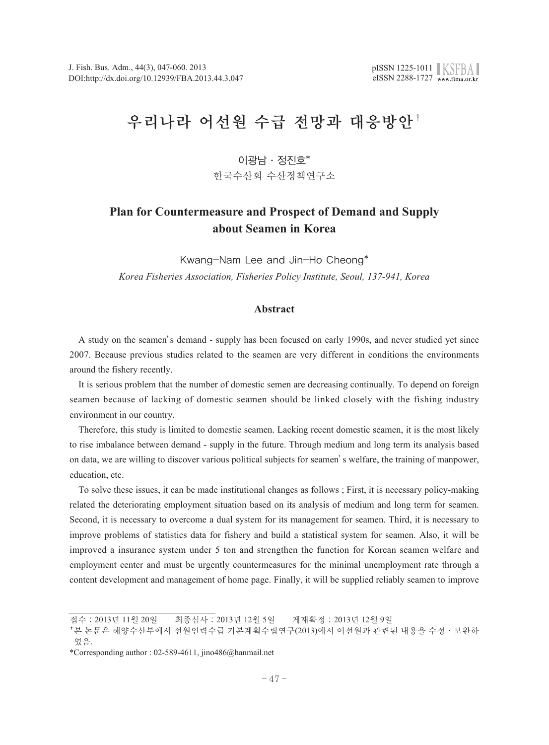# 우리나라 어선원 수급 전망과 대응방안†

이광남 · 정진호*

한국수산회 수산정책연구소

## Plan for Countermeasure and Prospect of Demand and Supply about Seamen in Korea

Kwang-Nam Lee and Jin-Ho Cheong*

*Korea Fisheries Association, Fisheries Policy Institute, Seoul, 137-941, Korea*

### Abstract

A study on the seamen's demand - supply has been focused on early 1990s, and never studied yet since 2007. Because previous studies related to the seamen are very different in conditions the environments around the fishery recently.

It is serious problem that the number of domestic semen are decreasing continually. To depend on foreign seamen because of lacking of domestic seamen should be linked closely with the fishing industry environment in our country.

Therefore, this study is limited to domestic seamen. Lacking recent domestic seamen, it is the most likely to rise imbalance between demand - supply in the future. Through medium and long term its analysis based on data, we are willing to discover various political subjects for seamen's welfare, the training of manpower, education, etc.

To solve these issues, it can be made institutional changes as follows ; First, it is necessary policy-making related the deteriorating employment situation based on its analysis of medium and long term for seamen. Second, it is necessary to overcome a dual system for its management for seamen. Third, it is necessary to improve problems of statistics data for fishery and build a statistical system for seamen. Also, it will be improved a insurance system under 5 ton and strengthen the function for Korean seamen welfare and employment center and must be urgently countermeasures for the minimal unemployment rate through a content development and management of home page. Finally, it will be supplied reliably seamen to improve

---

접수 : 2013년 11월 20일 최종심사 : 2013년 12월 5일 게재확정 : 2013년 12월 9일

† 본 논문은 해양수산부에서 선원인력수급 기본계획수립연구(2013)에서 어선원과 관련된 내용을 수정 · 보완하였음.

*Corresponding author : 02-589-4611, jino486@hanmail.net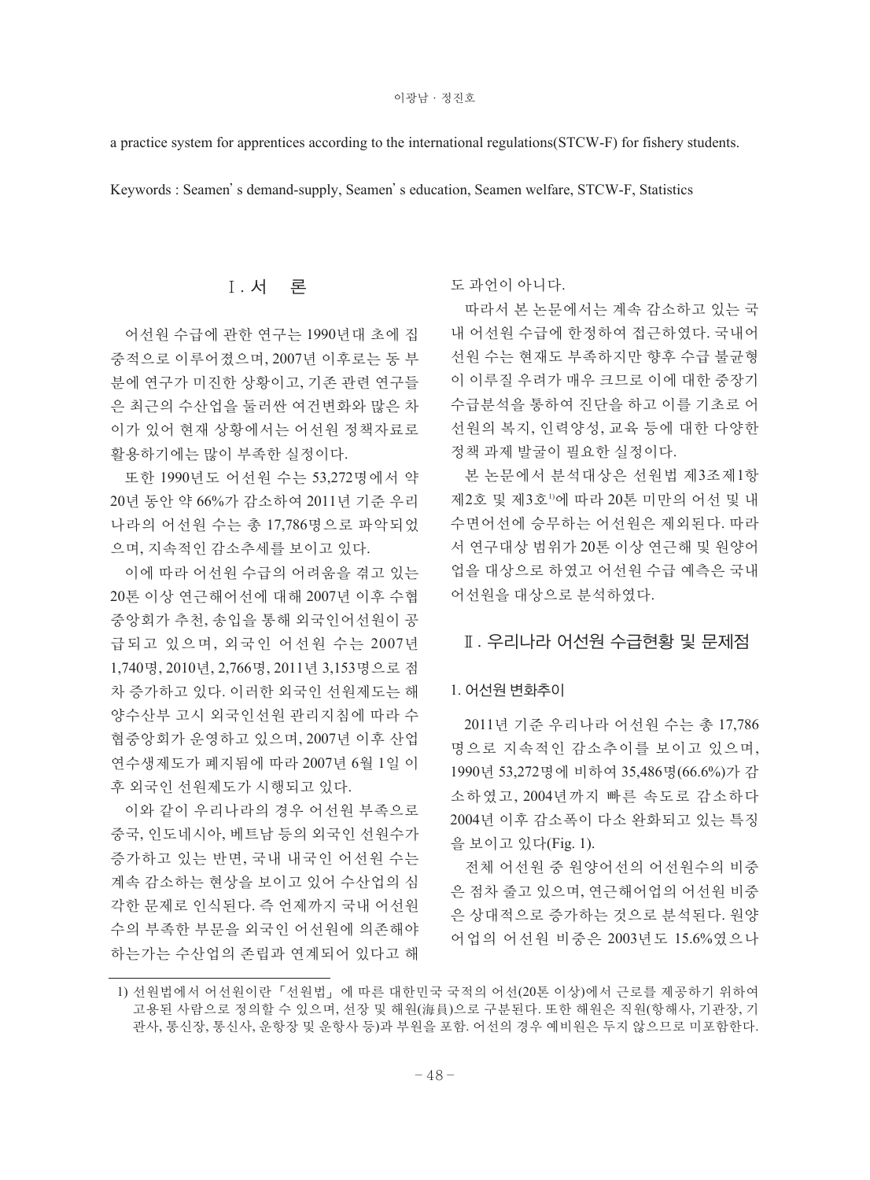a practice system for apprentices according to the international regulations(STCW-F) for fishery students.

Keywords : Seamen' s demand-supply, Seamen' s education, Seamen welfare, STCW-F, Statistics

## Ⅰ. 서 론

어선원 수급에 관한 연구는 1990년대 초에 집중적으로 이루어졌으며, 2007년 이후로는 동 부분에 연구가 미진한 상황이고, 기존 관련 연구들은 최근의 수산업을 둘러싼 여건변화와 많은 차이가 있어 현재 상황에서는 어선원 정책자료로 활용하기에는 많이 부족한 실정이다.

또한 1990년도 어선원 수는 53,272명에서 약 20년 동안 약 66%가 감소하여 2011년 기준 우리나라의 어선원 수는 총 17,786명으로 파악되었으며, 지속적인 감소추세를 보이고 있다.

이에 따라 어선원 수급의 어려움을 겪고 있는 20톤 이상 연근해어선에 대해 2007년 이후 수협중앙회가 추천, 송입을 통해 외국인어선원이 공급되고 있으며, 외국인 어선원 수는 2007년 1,740명, 2010년, 2,766명, 2011년 3,153명으로 점차 증가하고 있다. 이러한 외국인 선원제도는 해양수산부 고시 외국인선원 관리지침에 따라 수협중앙회가 운영하고 있으며, 2007년 이후 산업연수생제도가 폐지됨에 따라 2007년 6월 1일 이후 외국인 선원제도가 시행되고 있다.

이와 같이 우리나라의 경우 어선원 부족으로 중국, 인도네시아, 베트남 등의 외국인 선원수가 증가하고 있는 반면, 국내 내국인 어선원 수는 계속 감소하는 현상을 보이고 있어 수산업의 심각한 문제로 인식된다. 즉 언제까지 국내 어선원 수의 부족한 부문을 외국인 어선원에 의존해야 하는가는 수산업의 존립과 연계되어 있다고 해도 과언이 아니다.

따라서 본 논문에서는 계속 감소하고 있는 국내 어선원 수급에 한정하여 접근하였다. 국내어선원 수는 현재도 부족하지만 향후 수급 불균형이 이루질 우려가 매우 크므로 이에 대한 중장기 수급분석을 통하여 진단을 하고 이를 기초로 어선원의 복지, 인력양성, 교육 등에 대한 다양한 정책 과제 발굴이 필요한 실정이다.

본 논문에서 분석대상은 선원법 제3조제1항 제2호 및 제3호[1]에 따라 20톤 미만의 어선 및 내수면어선에 승무하는 어선원은 제외된다. 따라서 연구대상 범위가 20톤 이상 연근해 및 원양어업을 대상으로 하였고 어선원 수급 예측은 국내 어선원을 대상으로 분석하였다.

## Ⅱ. 우리나라 어선원 수급현황 및 문제점

### 1. 어선원 변화추이

2011년 기준 우리나라 어선원 수는 총 17,786명으로 지속적인 감소추이를 보이고 있으며, 1990년 53,272명에 비하여 35,486명(66.6%)가 감소하였고, 2004년까지 빠른 속도로 감소하다 2004년 이후 감소폭이 다소 완화되고 있는 특징을 보이고 있다(Fig. 1).

전체 어선원 중 원양어선의 어선원수의 비중은 점차 줄고 있으며, 연근해어업의 어선원 비중은 상대적으로 증가하는 것으로 분석된다. 원양어업의 어선원 비중은 2003년도 15.6%였으나

---

1) 선원법에서 어선원이란 「선원법」 에 따른 대한민국 국적의 어선(20톤 이상)에서 근로를 제공하기 위하여 고용된 사람으로 정의할 수 있으며, 선장 및 해원(海員)으로 구분된다. 또한 해원은 직원(항해사, 기관장, 기관사, 통신장, 통신사, 운항장 및 운항사 등)과 부원을 포함. 어선의 경우 예비원은 두지 않으므로 미포함한다.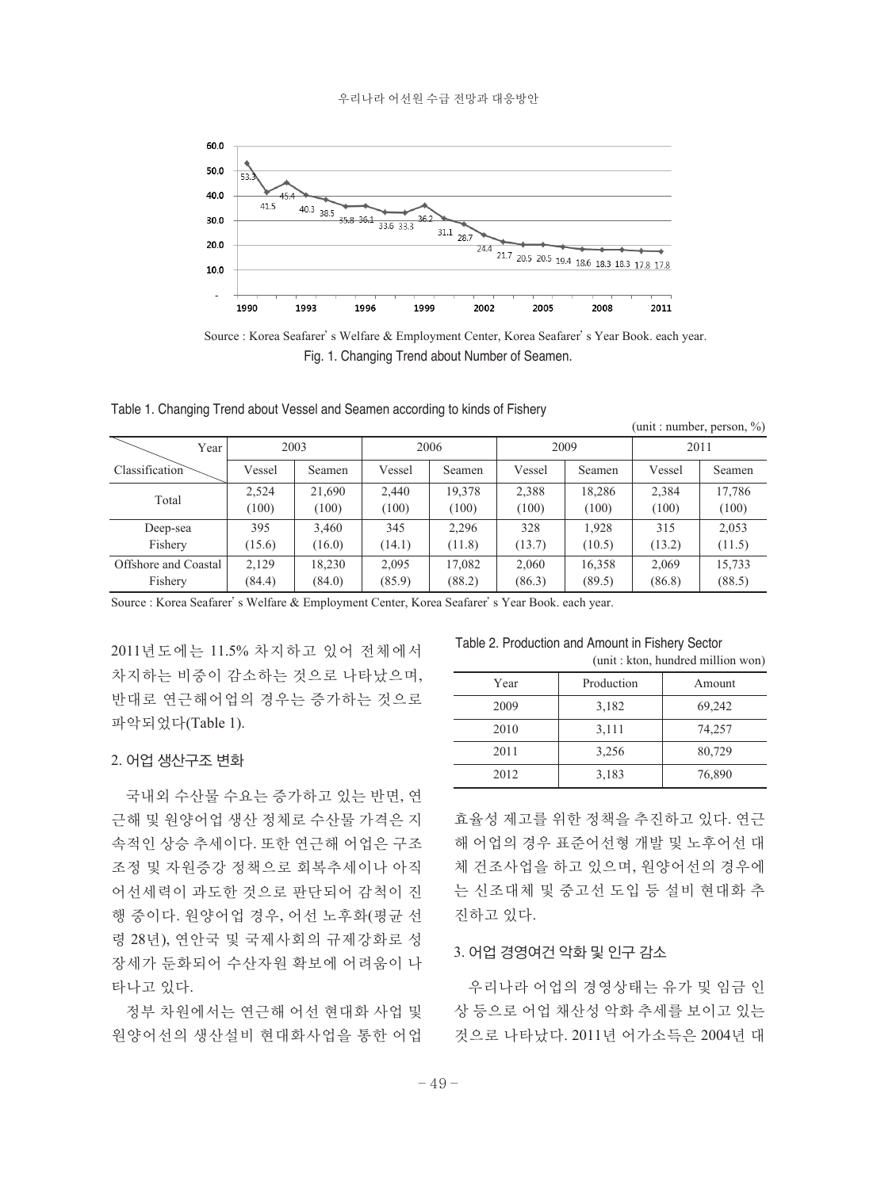Source : Korea Seafarer's Welfare & Employment Center, Korea Seafarer's Year Book. each year.

Fig. 1. Changing Trend about Number of Seamen.

Table 1. Changing Trend about Vessel and Seamen according to kinds of Fishery

(unit : number, person, %)

| Year / Classification | 2003 | | 2006 | | 2009 | | 2011 | |
|---|---|---|---|---|---|---|---|---|
| | Vessel | Seamen | Vessel | Seamen | Vessel | Seamen | Vessel | Seamen |
| Total | 2,524 (100) | 21,690 (100) | 2,440 (100) | 19,378 (100) | 2,388 (100) | 18,286 (100) | 2,384 (100) | 17,786 (100) |
| Deep-sea Fishery | 395 (15.6) | 3,460 (16.0) | 345 (14.1) | 2,296 (11.8) | 328 (13.7) | 1,928 (10.5) | 315 (13.2) | 2,053 (11.5) |
| Offshore and Coastal Fishery | 2,129 (84.4) | 18,230 (84.0) | 2,095 (85.9) | 17,082 (88.2) | 2,060 (86.3) | 16,358 (89.5) | 2,069 (86.8) | 15,733 (88.5) |

Source : Korea Seafarer's Welfare & Employment Center, Korea Seafarer's Year Book. each year.

2011년도에는 11.5% 차지하고 있어 전체에서 차지하는 비중이 감소하는 것으로 나타났으며, 반대로 연근해어업의 경우는 증가하는 것으로 파악되었다(Table 1).

### 2. 어업 생산구조 변화

국내외 수산물 수요는 증가하고 있는 반면, 연근해 및 원양어업 생산 정체로 수산물 가격은 지속적인 상승 추세이다. 또한 연근해 어업은 구조조정 및 자원증강 정책으로 회복추세이나 아직 어선세력이 과도한 것으로 판단되어 감척이 진행 중이다. 원양어업 경우, 어선 노후화(평균 선령 28년), 연안국 및 국제사회의 규제강화로 성장세가 둔화되어 수산자원 확보에 어려움이 나타나고 있다.

정부 차원에서는 연근해 어선 현대화 사업 및 원양어선의 생산설비 현대화사업을 통한 어업 효율성 제고를 위한 정책을 추진하고 있다. 연근해 어업의 경우 표준어선형 개발 및 노후어선 대체 건조사업을 하고 있으며, 원양어선의 경우에는 신조대체 및 중고선 도입 등 설비 현대화 추진하고 있다.

Table 2. Production and Amount in Fishery Sector

(unit : kton, hundred million won)

| Year | Production | Amount |
|---|---|---|
| 2009 | 3,182 | 69,242 |
| 2010 | 3,111 | 74,257 |
| 2011 | 3,256 | 80,729 |
| 2012 | 3,183 | 76,890 |

### 3. 어업 경영여건 악화 및 인구 감소

우리나라 어업의 경영상태는 유가 및 임금 인상 등으로 어업 채산성 악화 추세를 보이고 있는 것으로 나타났다. 2011년 어가소득은 2004년 대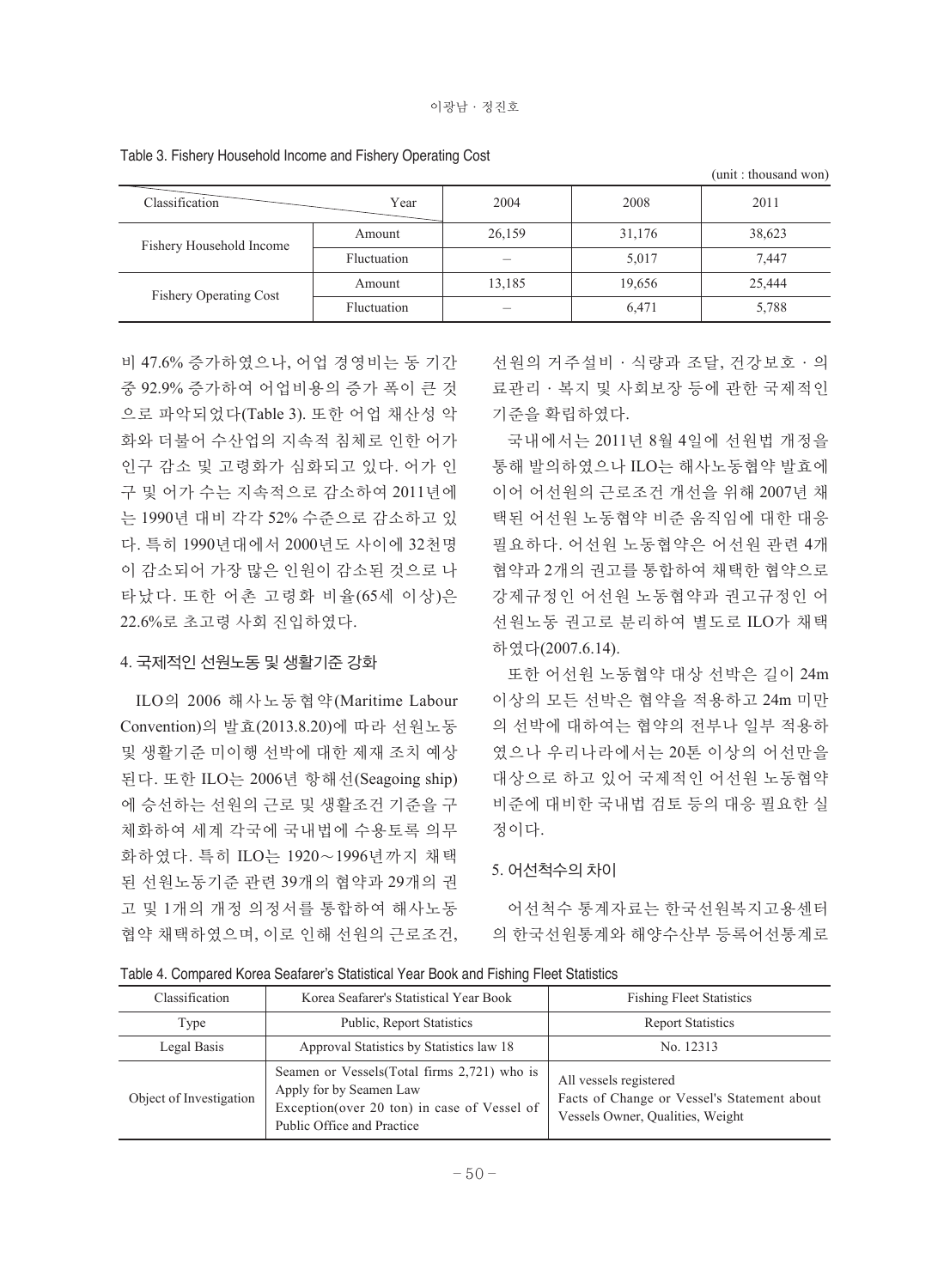Table 3. Fishery Household Income and Fishery Operating Cost

(unit : thousand won)

| Classification | Year | 2004 | 2008 | 2011 |
|---|---|---|---|---|
| Fishery Household Income | Amount | 26,159 | 31,176 | 38,623 |
| | Fluctuation | – | 5,017 | 7,447 |
| Fishery Operating Cost | Amount | 13,185 | 19,656 | 25,444 |
| | Fluctuation | – | 6,471 | 5,788 |

비 47.6% 증가하였으나, 어업 경영비는 동 기간 중 92.9% 증가하여 어업비용의 증가 폭이 큰 것으로 파악되었다(Table 3). 또한 어업 채산성 악화와 더불어 수산업의 지속적 침체로 인한 어가 인구 감소 및 고령화가 심화되고 있다. 어가 인구 및 어가 수는 지속적으로 감소하여 2011년에는 1990년 대비 각각 52% 수준으로 감소하고 있다. 특히 1990년대에서 2000년도 사이에 32천명이 감소되어 가장 많은 인원이 감소된 것으로 나타났다. 또한 어촌 고령화 비율(65세 이상)은 22.6%로 초고령 사회 진입하였다.

## 4. 국제적인 선원노동 및 생활기준 강화

ILO의 2006 해사노동협약(Maritime Labour Convention)의 발효(2013.8.20)에 따라 선원노동 및 생활기준 미이행 선박에 대한 제재 조치 예상된다. 또한 ILO는 2006년 항해선(Seagoing ship)에 승선하는 선원의 근로 및 생활조건 기준을 구체화하여 세계 각국에 국내법에 수용토록 의무화하였다. 특히 ILO는 1920～1996년까지 채택된 선원노동기준 관련 39개의 협약과 29개의 권고 및 1개의 개정 의정서를 통합하여 해사노동협약 채택하였으며, 이로 인해 선원의 근로조건, 선원의 거주설비 · 식량과 조달, 건강보호 · 의료관리 · 복지 및 사회보장 등에 관한 국제적인 기준을 확립하였다.

국내에서는 2011년 8월 4일에 선원법 개정을 통해 발의하였으나 ILO는 해사노동협약 발효에 이어 어선원의 근로조건 개선을 위해 2007년 채택된 어선원 노동협약 비준 움직임에 대한 대응 필요하다. 어선원 노동협약은 어선원 관련 4개 협약과 2개의 권고를 통합하여 채택한 협약으로 강제규정인 어선원 노동협약과 권고규정인 어선원노동 권고로 분리하여 별도로 ILO가 채택하였다(2007.6.14).

또한 어선원 노동협약 대상 선박은 길이 24m 이상의 모든 선박은 협약을 적용하고 24m 미만의 선박에 대하여는 협약의 전부나 일부 적용하였으나 우리나라에서는 20톤 이상의 어선만을 대상으로 하고 있어 국제적인 어선원 노동협약 비준에 대비한 국내법 검토 등의 대응 필요한 실정이다.

## 5. 어선척수의 차이

어선척수 통계자료는 한국선원복지고용센터의 한국선원통계와 해양수산부 등록어선통계로

Table 4. Compared Korea Seafarer's Statistical Year Book and Fishing Fleet Statistics

| Classification | Korea Seafarer's Statistical Year Book | Fishing Fleet Statistics |
|---|---|---|
| Type | Public, Report Statistics | Report Statistics |
| Legal Basis | Approval Statistics by Statistics law 18 | No. 12313 |
| Object of Investigation | Seamen or Vessels(Total firms 2,721) who is Apply for by Seamen Law Exception(over 20 ton) in case of Vessel of Public Office and Practice | All vessels registered Facts of Change or Vessel's Statement about Vessels Owner, Qualities, Weight |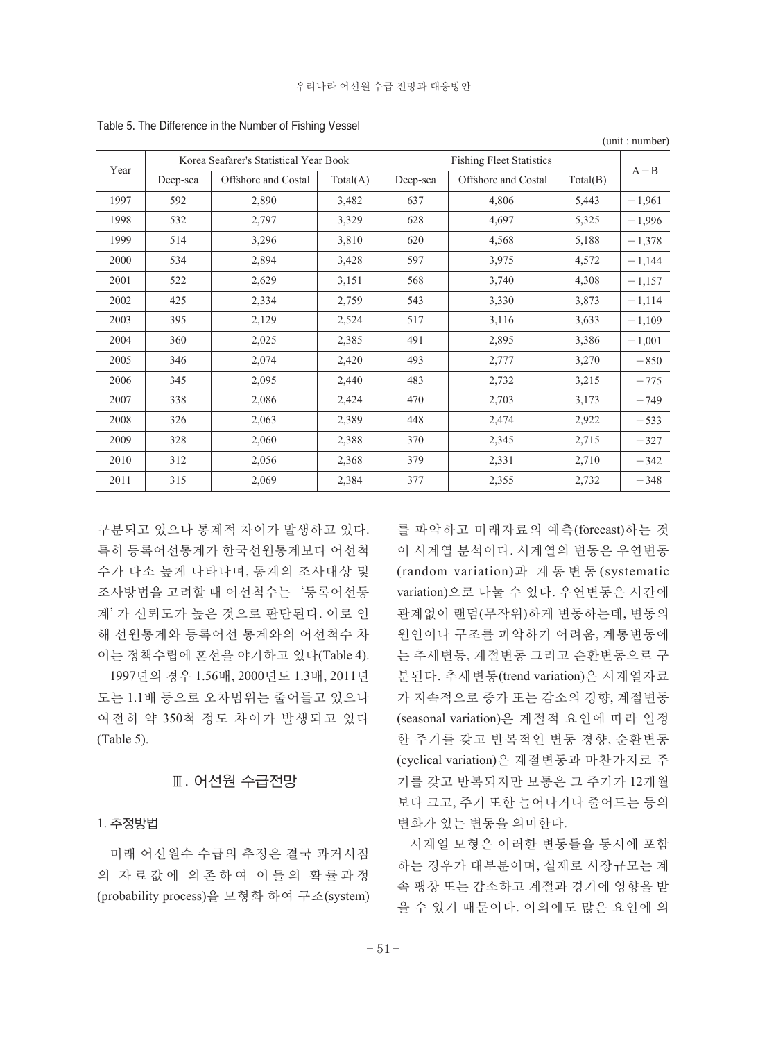Table 5. The Difference in the Number of Fishing Vessel

(unit : number)

| Year | Korea Seafarer's Statistical Year Book | | | Fishing Fleet Statistics | | | A－B |
|---|---|---|---|---|---|---|---|
| | Deep-sea | Offshore and Costal | Total(A) | Deep-sea | Offshore and Costal | Total(B) | |
| 1997 | 592 | 2,890 | 3,482 | 637 | 4,806 | 5,443 | －1,961 |
| 1998 | 532 | 2,797 | 3,329 | 628 | 4,697 | 5,325 | －1,996 |
| 1999 | 514 | 3,296 | 3,810 | 620 | 4,568 | 5,188 | －1,378 |
| 2000 | 534 | 2,894 | 3,428 | 597 | 3,975 | 4,572 | －1,144 |
| 2001 | 522 | 2,629 | 3,151 | 568 | 3,740 | 4,308 | －1,157 |
| 2002 | 425 | 2,334 | 2,759 | 543 | 3,330 | 3,873 | －1,114 |
| 2003 | 395 | 2,129 | 2,524 | 517 | 3,116 | 3,633 | －1,109 |
| 2004 | 360 | 2,025 | 2,385 | 491 | 2,895 | 3,386 | －1,001 |
| 2005 | 346 | 2,074 | 2,420 | 493 | 2,777 | 3,270 | －850 |
| 2006 | 345 | 2,095 | 2,440 | 483 | 2,732 | 3,215 | －775 |
| 2007 | 338 | 2,086 | 2,424 | 470 | 2,703 | 3,173 | －749 |
| 2008 | 326 | 2,063 | 2,389 | 448 | 2,474 | 2,922 | －533 |
| 2009 | 328 | 2,060 | 2,388 | 370 | 2,345 | 2,715 | －327 |
| 2010 | 312 | 2,056 | 2,368 | 379 | 2,331 | 2,710 | －342 |
| 2011 | 315 | 2,069 | 2,384 | 377 | 2,355 | 2,732 | －348 |

구분되고 있으나 통계적 차이가 발생하고 있다. 특히 등록어선통계가 한국선원통계보다 어선척수가 다소 높게 나타나며, 통계의 조사대상 및 조사방법을 고려할 때 어선척수는 '등록어선통계'가 신뢰도가 높은 것으로 판단된다. 이로 인해 선원통계와 등록어선 통계와의 어선척수 차이는 정책수립에 혼선을 야기하고 있다(Table 4).

1997년의 경우 1.56배, 2000년도 1.3배, 2011년도는 1.1배 등으로 오차범위는 줄어들고 있으나 여전히 약 350척 정도 차이가 발생되고 있다 (Table 5).

## Ⅲ. 어선원 수급전망

### 1. 추정방법

미래 어선원수 수급의 추정은 결국 과거시점의 자료값에 의존하여 이들의 확률과정(probability process)을 모형화 하여 구조(system)를 파악하고 미래자료의 예측(forecast)하는 것이 시계열 분석이다. 시계열의 변동은 우연변동(random variation)과 계통변동(systematic variation)으로 나눌 수 있다. 우연변동은 시간에 관계없이 랜덤(무작위)하게 변동하는데, 변동의 원인이나 구조를 파악하기 어려움, 계통변동에는 추세변동, 계절변동 그리고 순환변동으로 구분된다. 추세변동(trend variation)은 시계열자료가 지속적으로 증가 또는 감소의 경향, 계절변동(seasonal variation)은 계절적 요인에 따라 일정한 주기를 갖고 반복적인 변동 경향, 순환변동(cyclical variation)은 계절변동과 마찬가지로 주기를 갖고 반복되지만 보통은 그 주기가 12개월보다 크고, 주기 또한 늘어나거나 줄어드는 등의 변화가 있는 변동을 의미한다.

시계열 모형은 이러한 변동들을 동시에 포함하는 경우가 대부분이며, 실제로 시장규모는 계속 팽창 또는 감소하고 계절과 경기에 영향을 받을 수 있기 때문이다. 이외에도 많은 요인에 의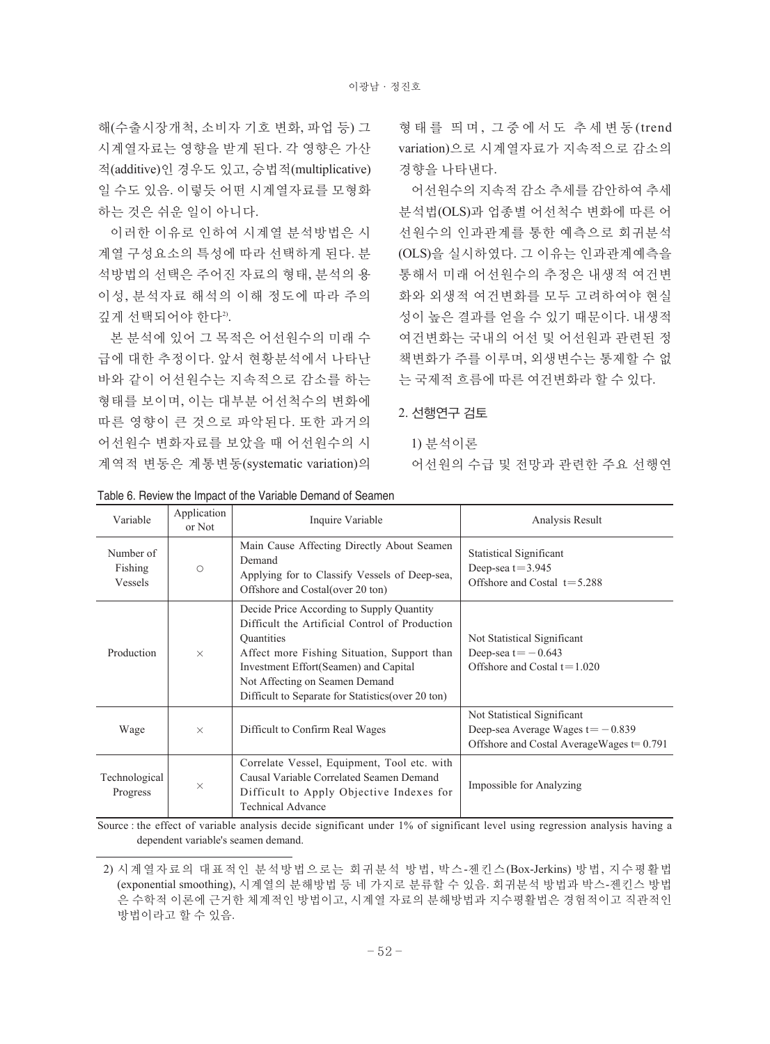해(수출시장개척, 소비자 기호 변화, 파업 등) 그 시계열자료는 영향을 받게 된다. 각 영향은 가산적(additive)인 경우도 있고, 승법적(multiplicative)일 수도 있음. 이렇듯 어떤 시계열자료를 모형화하는 것은 쉬운 일이 아니다.

이러한 이유로 인하여 시계열 분석방법은 시계열 구성요소의 특성에 따라 선택하게 된다. 분석방법의 선택은 주어진 자료의 형태, 분석의 용이성, 분석자료 해석의 이해 정도에 따라 주의 깊게 선택되어야 한다[2].

본 분석에 있어 그 목적은 어선원수의 미래 수급에 대한 추정이다. 앞서 현황분석에서 나타난 바와 같이 어선원수는 지속적으로 감소를 하는 형태를 보이며, 이는 대부분 어선척수의 변화에 따른 영향이 큰 것으로 파악된다. 또한 과거의 어선원수 변화자료를 보았을 때 어선원수의 시계역적 변동은 계통변동(systematic variation)의 형태를 띠며, 그중에서도 추세변동(trend variation)으로 시계열자료가 지속적으로 감소의 경향을 나타낸다.

어선원수의 지속적 감소 추세를 감안하여 추세분석법(OLS)과 업종별 어선척수 변화에 따른 어선원수의 인과관계를 통한 예측으로 회귀분석(OLS)을 실시하였다. 그 이유는 인과관계예측을 통해서 미래 어선원수의 추정은 내생적 여건변화와 외생적 여건변화를 모두 고려하여야 현실성이 높은 결과를 얻을 수 있기 때문이다. 내생적 여건변화는 국내의 어선 및 어선원과 관련된 정책변화가 주를 이루며, 외생변수는 통제할 수 없는 국제적 흐름에 따른 여건변화라 할 수 있다.

## 2. 선행연구 검토

### 1) 분석이론

어선원의 수급 및 전망과 관련한 주요 선행연

Table 6. Review the Impact of the Variable Demand of Seamen

| Variable | Application or Not | Inquire Variable | Analysis Result |
|---|---|---|---|
| Number of Fishing Vessels | ○ | Main Cause Affecting Directly About Seamen Demand<br>Applying for to Classify Vessels of Deep-sea, Offshore and Costal(over 20 ton) | Statistical Significant<br>Deep-sea t=3.945<br>Offshore and Costal t=5.288 |
| Production | × | Decide Price According to Supply Quantity<br>Difficult the Artificial Control of Production Quantities<br>Affect more Fishing Situation, Support than Investment Effort(Seamen) and Capital<br>Not Affecting on Seamen Demand<br>Difficult to Separate for Statistics(over 20 ton) | Not Statistical Significant<br>Deep-sea t=−0.643<br>Offshore and Costal t=1.020 |
| Wage | × | Difficult to Confirm Real Wages | Not Statistical Significant<br>Deep-sea Average Wages t=−0.839<br>Offshore and Costal AverageWages t= 0.791 |
| Technological Progress | × | Correlate Vessel, Equipment, Tool etc. with Causal Variable Correlated Seamen Demand<br>Difficult to Apply Objective Indexes for Technical Advance | Impossible for Analyzing |

Source : the effect of variable analysis decide significant under 1% of significant level using regression analysis having a dependent variable's seamen demand.

2) 시계열자료의 대표적인 분석방법으로는 회귀분석 방법, 박스-젠킨스(Box-Jerkins) 방법, 지수평활법(exponential smoothing), 시계열의 분해방법 등 네 가지로 분류할 수 있음. 회귀분석 방법과 박스-젠킨스 방법은 수학적 이론에 근거한 체계적인 방법이고, 시계열 자료의 분해방법과 지수평활법은 경험적이고 직관적인 방법이라고 할 수 있음.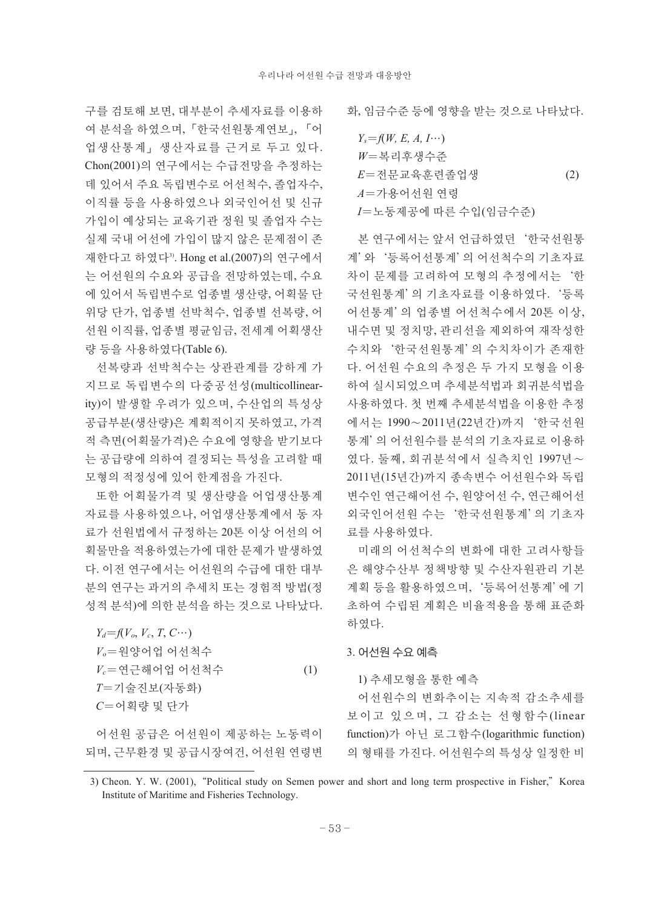구를 검토해 보면, 대부분이 추세자료를 이용하여 분석을 하였으며, 「한국선원통계연보」, 「어업생산통계」 생산자료를 근거로 두고 있다. Chon(2001)의 연구에서는 수급전망을 추정하는데 있어서 주요 독립변수로 어선척수, 졸업자수, 이직률 등을 사용하였으나 외국인어선 및 신규 가입이 예상되는 교육기관 정원 및 졸업자 수는 실제 국내 어선에 가입이 많지 않은 문제점이 존재한다고 하였다[3]. Hong et al.(2007)의 연구에서는 어선원의 수요와 공급을 전망하였는데, 수요에 있어서 독립변수로 업종별 생산량, 어획물 단위당 단가, 업종별 선박척수, 업종별 선복량, 어선원 이직률, 업종별 평균임금, 전세계 어획생산량 등을 사용하였다(Table 6).

선복량과 선박척수는 상관관계를 강하게 가지므로 독립변수의 다중공선성(multicollinearity)이 발생할 우려가 있으며, 수산업의 특성상 공급부분(생산량)은 계획적이지 못하였고, 가격적 측면(어획물가격)은 수요에 영향을 받기보다는 공급량에 의하여 결정되는 특성을 고려할 때 모형의 적정성에 있어 한계점을 가진다.

또한 어획물가격 및 생산량을 어업생산통계 자료를 사용하였으나, 어업생산통계에서 동 자료가 선원법에서 규정하는 20톤 이상 어선의 어획물만을 적용하였는가에 대한 문제가 발생하였다. 이전 연구에서는 어선원의 수급에 대한 대부분의 연구는 과거의 추세치 또는 경험적 방법(정성적 분석)에 의한 분석을 하는 것으로 나타났다.

$$Y_d = f(V_o, V_c, T, C\cdots) \tag{1}$$

$V_o$ = 원양어업 어선척수
$V_c$ = 연근해어업 어선척수
$T$ = 기술진보(자동화)
$C$ = 어획량 및 단가

어선원 공급은 어선원이 제공하는 노동력이 되며, 근무환경 및 공급시장여건, 어선원 연령변화, 임금수준 등에 영향을 받는 것으로 나타났다.

$$Y_s = f(W, E, A, I\cdots) \tag{2}$$

$W$ = 복리후생수준
$E$ = 전문교육훈련졸업생
$A$ = 가용어선원 연령
$I$ = 노동제공에 따른 수입(임금수준)

본 연구에서는 앞서 언급하였던 ‘한국선원통계’와 ‘등록어선통계’의 어선척수의 기초자료 차이 문제를 고려하여 모형의 추정에서는 ‘한국선원통계’의 기초자료를 이용하였다. ‘등록어선통계’의 업종별 어선척수에서 20톤 이상, 내수면 및 정치망, 관리선을 제외하여 재작성한 수치와 ‘한국선원통계’의 수치차이가 존재한다. 어선원 수요의 추정은 두 가지 모형을 이용하여 실시되었으며 추세분석법과 회귀분석법을 사용하였다. 첫 번째 추세분석법을 이용한 추정에서는 1990～2011년(22년간)까지 ‘한국선원통계’의 어선원수를 분석의 기초자료로 이용하였다. 둘째, 회귀분석에서 실측치인 1997년～2011년(15년간)까지 종속변수 어선원수와 독립변수인 연근해어선 수, 원양어선 수, 연근해어선 외국인어선원 수는 ‘한국선원통계’의 기초자료를 사용하였다.

미래의 어선척수의 변화에 대한 고려사항들은 해양수산부 정책방향 및 수산자원관리 기본계획 등을 활용하였으며, ‘등록어선통계’에 기초하여 수립된 계획은 비율적용을 통해 표준화하였다.

### 3. 어선원 수요 예측

#### 1) 추세모형을 통한 예측

어선원수의 변화추이는 지속적 감소추세를 보이고 있으며, 그 감소는 선형함수(linear function)가 아닌 로그함수(logarithmic function)의 형태를 가진다. 어선원수의 특성상 일정한 비

---

3) Cheon. Y. W. (2001), “Political study on Semen power and short and long term prospective in Fisher,” Korea Institute of Maritime and Fisheries Technology.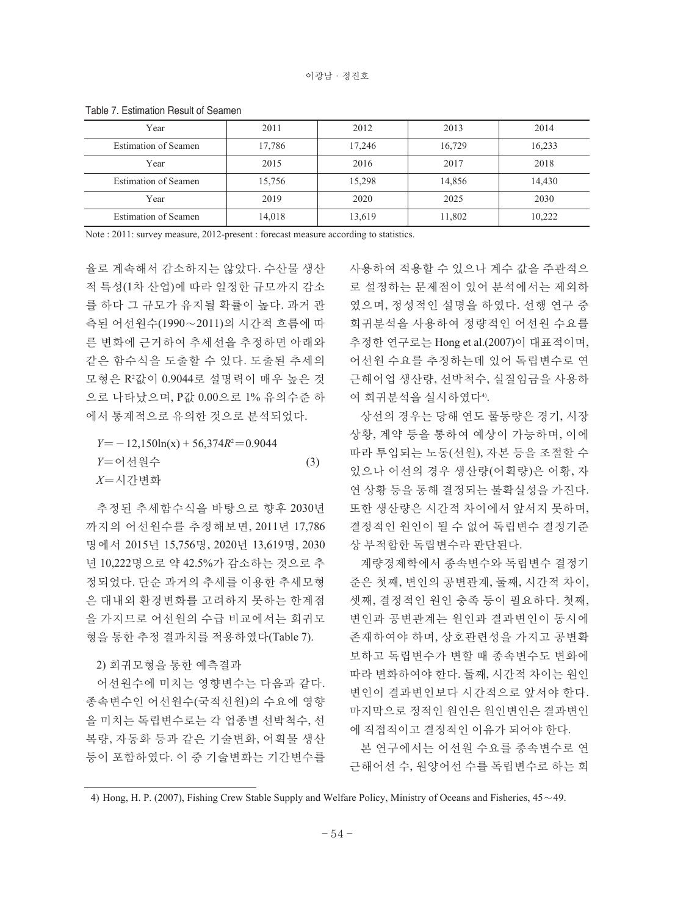Table 7. Estimation Result of Seamen

| Year | 2011 | 2012 | 2013 | 2014 |
|---|---|---|---|---|
| Estimation of Seamen | 17,786 | 17,246 | 16,729 | 16,233 |
| Year | 2015 | 2016 | 2017 | 2018 |
| Estimation of Seamen | 15,756 | 15,298 | 14,856 | 14,430 |
| Year | 2019 | 2020 | 2025 | 2030 |
| Estimation of Seamen | 14,018 | 13,619 | 11,802 | 10,222 |

Note : 2011: survey measure, 2012-present : forecast measure according to statistics.

율로 계속해서 감소하지는 않았다. 수산물 생산적 특성(1차 산업)에 따라 일정한 규모까지 감소를 하다 그 규모가 유지될 확률이 높다. 과거 관측된 어선원수(1990～2011)의 시간적 흐름에 따른 변화에 근거하여 추세선을 추정하면 아래와 같은 함수식을 도출할 수 있다. 도출된 추세의 모형은 $R^2$값이 0.9044로 설명력이 매우 높은 것으로 나타났으며, P값 0.00으로 1% 유의수준 하에서 통계적으로 유의한 것으로 분석되었다.

$$Y = -12{,}150\ln(x) + 56{,}374 \quad R^2 = 0.9044 \tag{3}$$

$Y$=어선원수

$X$=시간변화

추정된 추세함수식을 바탕으로 향후 2030년까지의 어선원수를 추정해보면, 2011년 17,786명에서 2015년 15,756명, 2020년 13,619명, 2030년 10,222명으로 약 42.5%가 감소하는 것으로 추정되었다. 단순 과거의 추세를 이용한 추세모형은 대내외 환경변화를 고려하지 못하는 한계점을 가지므로 어선원의 수급 비교에서는 회귀모형을 통한 추정 결과치를 적용하였다(Table 7).

2) 회귀모형을 통한 예측결과

어선원수에 미치는 영향변수는 다음과 같다. 종속변수인 어선원수(국적선원)의 수요에 영향을 미치는 독립변수로는 각 업종별 선박척수, 선복량, 자동화 등과 같은 기술변화, 어획물 생산 등이 포함하였다. 이 중 기술변화는 기간변수를 사용하여 적용할 수 있으나 계수 값을 주관적으로 설정하는 문제점이 있어 분석에서는 제외하였으며, 정성적인 설명을 하였다. 선행 연구 중 회귀분석을 사용하여 정량적인 어선원 수요를 추정한 연구로는 Hong et al.(2007)이 대표적이며, 어선원 수요를 추정하는데 있어 독립변수로 연근해어업 생산량, 선박척수, 실질임금을 사용하여 회귀분석을 실시하였다[4].

상선의 경우는 당해 연도 물동량은 경기, 시장상황, 계약 등을 통하여 예상이 가능하며, 이에 따라 투입되는 노동(선원), 자본 등을 조절할 수 있으나 어선의 경우 생산량(어획량)은 어황, 자연 상황 등을 통해 결정되는 불확실성을 가진다. 또한 생산량은 시간적 차이에서 앞서지 못하며, 결정적인 원인이 될 수 없어 독립변수 결정기준상 부적합한 독립변수라 판단된다.

계량경제학에서 종속변수와 독립변수 결정기준은 첫째, 변인의 공변관계, 둘째, 시간적 차이, 셋째, 결정적인 원인 충족 등이 필요하다. 첫째, 변인과 공변관계는 원인과 결과변인이 동시에 존재하여야 하며, 상호관련성을 가지고 공변확보하고 독립변수가 변할 때 종속변수도 변화에 따라 변화하여야 한다. 둘째, 시간적 차이는 원인변인이 결과변인보다 시간적으로 앞서야 한다. 마지막으로 정적인 원인은 원인변인은 결과변인에 직접적이고 결정적인 이유가 되어야 한다.

본 연구에서는 어선원 수요를 종속변수로 연근해어선 수, 원양어선 수를 독립변수로 하는 회

4) Hong, H. P. (2007), Fishing Crew Stable Supply and Welfare Policy, Ministry of Oceans and Fisheries, 45～49.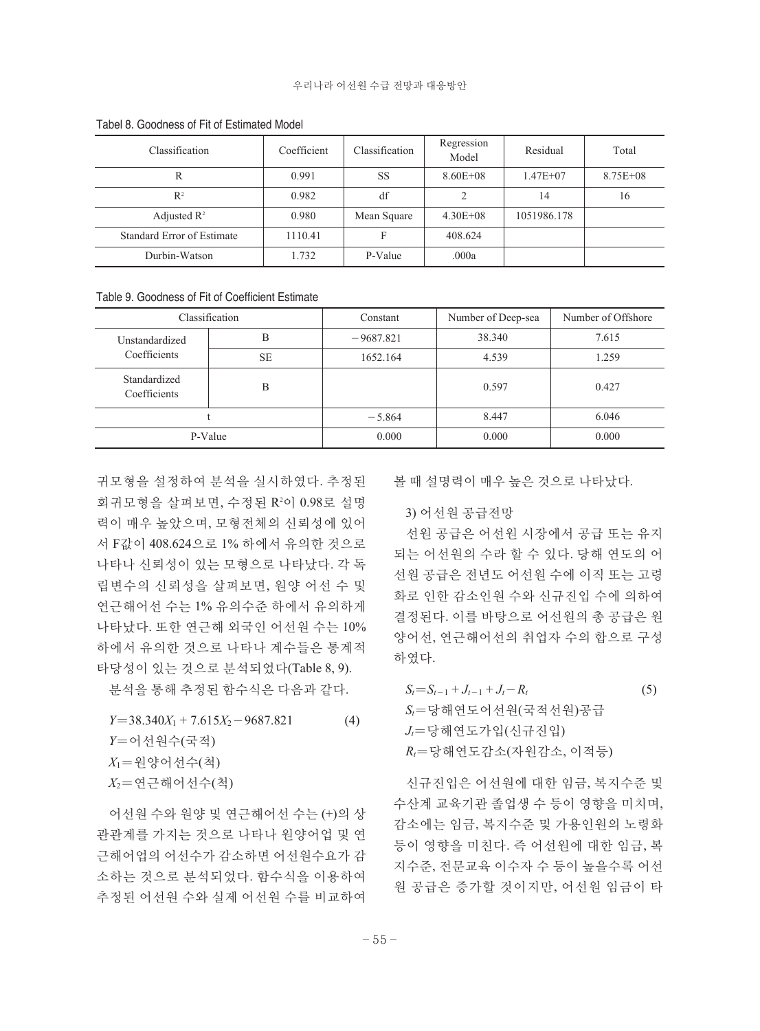Tabel 8. Goodness of Fit of Estimated Model

| Classification | Coefficient | Classification | Regression Model | Residual | Total |
|---|---|---|---|---|---|
| R | 0.991 | SS | 8.60E+08 | 1.47E+07 | 8.75E+08 |
| $R^2$ | 0.982 | df | 2 | 14 | 16 |
| Adjusted $R^2$ | 0.980 | Mean Square | 4.30E+08 | 1051986.178 | |
| Standard Error of Estimate | 1110.41 | F | 408.624 | | |
| Durbin-Watson | 1.732 | P-Value | .000a | | |

Table 9. Goodness of Fit of Coefficient Estimate

| Classification | | Constant | Number of Deep-sea | Number of Offshore |
|---|---|---|---|---|
| Unstandardized Coefficients | B | −9687.821 | 38.340 | 7.615 |
| | SE | 1652.164 | 4.539 | 1.259 |
| Standardized Coefficients | B | | 0.597 | 0.427 |
| t | | −5.864 | 8.447 | 6.046 |
| P-Value | | 0.000 | 0.000 | 0.000 |

귀모형을 설정하여 분석을 실시하였다. 추정된 회귀모형을 살펴보면, 수정된 $R^2$이 0.98로 설명력이 매우 높았으며, 모형전체의 신뢰성에 있어서 F값이 408.624으로 1% 하에서 유의한 것으로 나타나 신뢰성이 있는 모형으로 나타났다. 각 독립변수의 신뢰성을 살펴보면, 원양 어선 수 및 연근해어선 수는 1% 유의수준 하에서 유의하게 나타났다. 또한 연근해 외국인 어선원 수는 10% 하에서 유의한 것으로 나타나 계수들은 통계적 타당성이 있는 것으로 분석되었다(Table 8, 9).

분석을 통해 추정된 함수식은 다음과 같다.

$$Y = 38.340X_1 + 7.615X_2 - 9687.821 \quad (4)$$

$Y$=어선원수(국적)
$X_1$=원양어선수(척)
$X_2$=연근해어선수(척)

어선원 수와 원양 및 연근해어선 수는 (+)의 상관관계를 가지는 것으로 나타나 원양어업 및 연근해어업의 어선수가 감소하면 어선원수요가 감소하는 것으로 분석되었다. 함수식을 이용하여 추정된 어선원 수와 실제 어선원 수를 비교하여 볼 때 설명력이 매우 높은 것으로 나타났다.

3) 어선원 공급전망

선원 공급은 어선원 시장에서 공급 또는 유지되는 어선원의 수라 할 수 있다. 당해 연도의 어선원 공급은 전년도 어선원 수에 이직 또는 고령화로 인한 감소인원 수와 신규진입 수에 의하여 결정된다. 이를 바탕으로 어선원의 총 공급은 원양어선, 연근해어선의 취업자 수의 합으로 구성하였다.

$$S_t = S_{t-1} + J_{t-1} + J_t - R_t \quad (5)$$

$S_t$=당해연도어선원(국적선원)공급
$J_t$=당해연도가입(신규진입)
$R_t$=당해연도감소(자원감소, 이적등)

신규진입은 어선원에 대한 임금, 복지수준 및 수산계 교육기관 졸업생 수 등이 영향을 미치며, 감소에는 임금, 복지수준 및 가용인원의 노령화 등이 영향을 미친다. 즉 어선원에 대한 임금, 복지수준, 전문교육 이수자 수 등이 높을수록 어선원 공급은 증가할 것이지만, 어선원 임금이 타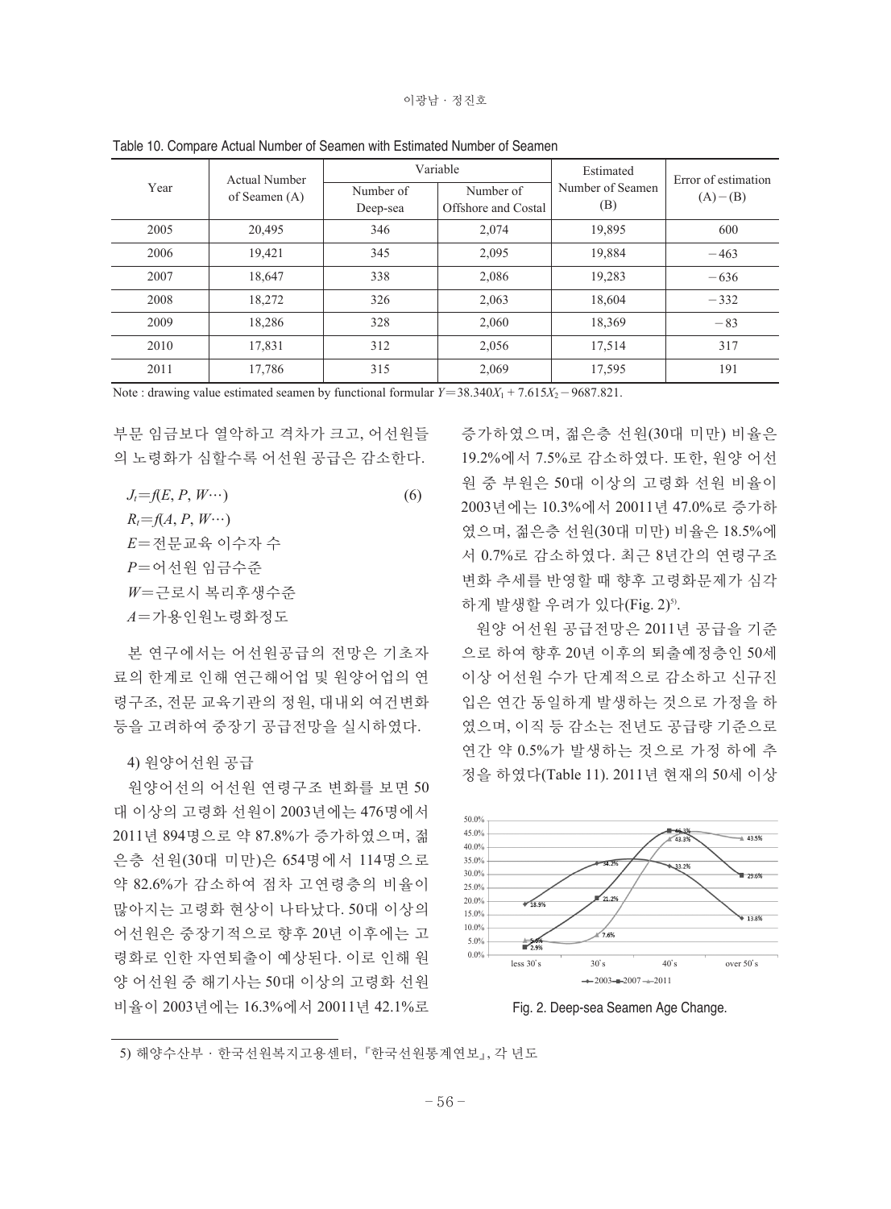Table 10. Compare Actual Number of Seamen with Estimated Number of Seamen

| Year | Actual Number of Seamen (A) | Variable | | Estimated Number of Seamen (B) | Error of estimation (A)−(B) |
|---|---|---|---|---|---|
| | | Number of Deep-sea | Number of Offshore and Costal | | |
| 2005 | 20,495 | 346 | 2,074 | 19,895 | 600 |
| 2006 | 19,421 | 345 | 2,095 | 19,884 | −463 |
| 2007 | 18,647 | 338 | 2,086 | 19,283 | −636 |
| 2008 | 18,272 | 326 | 2,063 | 18,604 | −332 |
| 2009 | 18,286 | 328 | 2,060 | 18,369 | −83 |
| 2010 | 17,831 | 312 | 2,056 | 17,514 | 317 |
| 2011 | 17,786 | 315 | 2,069 | 17,595 | 191 |

Note : drawing value estimated seamen by functional formular $Y = 38.340X_1 + 7.615X_2 - 9687.821$.

부문 임금보다 열악하고 격차가 크고, 어선원들의 노령화가 심할수록 어선원 공급은 감소한다.

$$J_t = f(E, P, W \cdots) \quad (6)$$

$R_t = f(A, P, W \cdots)$

$E$=전문교육 이수자 수

$P$=어선원 임금수준

$W$=근로시 복리후생수준

$A$=가용인원노령화정도

본 연구에서는 어선원공급의 전망은 기초자료의 한계로 인해 연근해어업 및 원양어업의 연령구조, 전문 교육기관의 정원, 대내외 여건변화 등을 고려하여 중장기 공급전망을 실시하였다.

4) 원양어선원 공급

원양어선의 어선원 연령구조 변화를 보면 50대 이상의 고령화 선원이 2003년에는 476명에서 2011년 894명으로 약 87.8%가 증가하였으며, 젊은층 선원(30대 미만)은 654명에서 114명으로 약 82.6%가 감소하여 점차 고연령층의 비율이 많아지는 고령화 현상이 나타났다. 50대 이상의 어선원은 중장기적으로 향후 20년 이후에는 고령화로 인한 자연퇴출이 예상된다. 이로 인해 원양 어선원 중 해기사는 50대 이상의 고령화 선원 비율이 2003년에는 16.3%에서 20011년 42.1%로 증가하였으며, 젊은층 선원(30대 미만) 비율은 19.2%에서 7.5%로 감소하였다. 또한, 원양 어선원 중 부원은 50대 이상의 고령화 선원 비율이 2003년에는 10.3%에서 20011년 47.0%로 증가하였으며, 젊은층 선원(30대 미만) 비율은 18.5%에서 0.7%로 감소하였다. 최근 8년간의 연령구조 변화 추세를 반영할 때 향후 고령화문제가 심각하게 발생할 우려가 있다(Fig. 2)[5].

원양 어선원 공급전망은 2011년 공급을 기준으로 하여 향후 20년 이후의 퇴출예정층인 50세 이상 어선원 수가 단계적으로 감소하고 신규진입은 연간 동일하게 발생하는 것으로 가정을 하였으며, 이직 등 감소는 전년도 공급량 기준으로 연간 약 0.5%가 발생하는 것으로 가정 하에 추정을 하였다(Table 11). 2011년 현재의 50세 이상

Fig. 2. Deep-sea Seamen Age Change.

5) 해양수산부 · 한국선원복지고용센터, 『한국선원통계연보』, 각 년도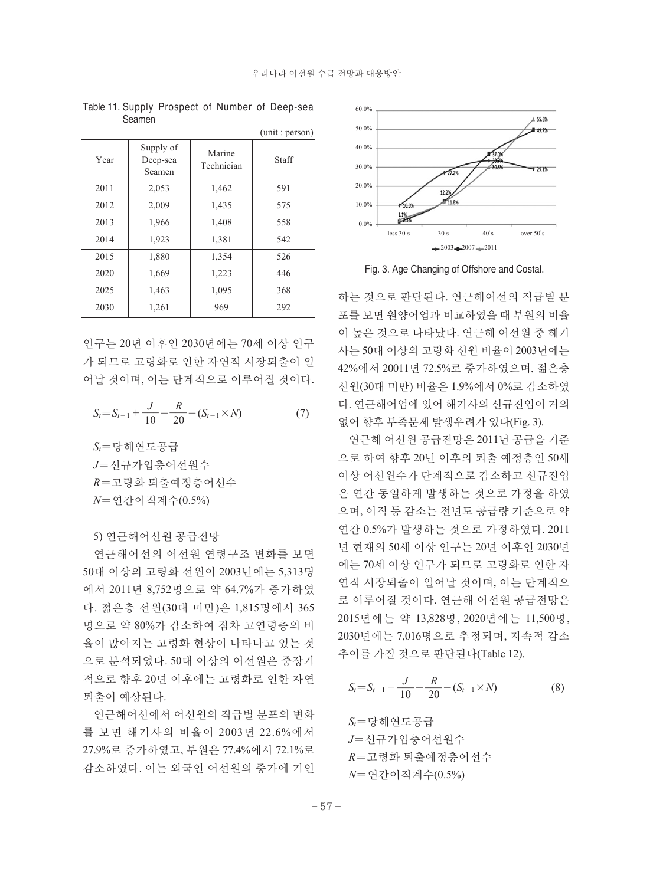Table 11. Supply Prospect of Number of Deep-sea Seamen

(unit : person)

| Year | Supply of Deep-sea Seamen | Marine Technician | Staff |
|---|---|---|---|
| 2011 | 2,053 | 1,462 | 591 |
| 2012 | 2,009 | 1,435 | 575 |
| 2013 | 1,966 | 1,408 | 558 |
| 2014 | 1,923 | 1,381 | 542 |
| 2015 | 1,880 | 1,354 | 526 |
| 2020 | 1,669 | 1,223 | 446 |
| 2025 | 1,463 | 1,095 | 368 |
| 2030 | 1,261 | 969 | 292 |

인구는 20년 이후인 2030년에는 70세 이상 인구가 되므로 고령화로 인한 자연적 시장퇴출이 일어날 것이며, 이는 단계적으로 이루어질 것이다.

$$S_t = S_{t-1} + \frac{J}{10} - \frac{R}{20} - (S_{t-1} \times N) \tag{7}$$

$S_t$=당해연도공급

$J$=신규가입층어선원수

$R$=고령화 퇴출예정층어선수

$N$=연간이직계수(0.5%)

5) 연근해어선원 공급전망

연근해어선의 어선원 연령구조 변화를 보면 50대 이상의 고령화 선원이 2003년에는 5,313명에서 2011년 8,752명으로 약 64.7%가 증가하였다. 젊은층 선원(30대 미만)은 1,815명에서 365명으로 약 80%가 감소하여 점차 고연령층의 비율이 많아지는 고령화 현상이 나타나고 있는 것으로 분석되었다. 50대 이상의 어선원은 중장기적으로 향후 20년 이후에는 고령화로 인한 자연퇴출이 예상된다.

연근해어선에서 어선원의 직급별 분포의 변화를 보면 해기사의 비율이 2003년 22.6%에서 27.9%로 증가하였고, 부원은 77.4%에서 72.1%로 감소하였다. 이는 외국인 어선원의 증가에 기인하는 것으로 판단된다. 연근해어선의 직급별 분포를 보면 원양어업과 비교하였을 때 부원의 비율이 높은 것으로 나타났다. 연근해 어선원 중 해기사는 50대 이상의 고령화 선원 비율이 2003년에는 42%에서 20011년 72.5%로 증가하였으며, 젊은층 선원(30대 미만) 비율은 1.9%에서 0%로 감소하였다. 연근해어업에 있어 해기사의 신규진입이 거의 없어 향후 부족문제 발생우려가 있다(Fig. 3).

Fig. 3. Age Changing of Offshore and Costal.

연근해 어선원 공급전망은 2011년 공급을 기준으로 하여 향후 20년 이후의 퇴출 예정층인 50세 이상 어선원수가 단계적으로 감소하고 신규진입은 연간 동일하게 발생하는 것으로 가정을 하였으며, 이직 등 감소는 전년도 공급량 기준으로 약 연간 0.5%가 발생하는 것으로 가정하였다. 2011년 현재의 50세 이상 인구는 20년 이후인 2030년에는 70세 이상 인구가 되므로 고령화로 인한 자연적 시장퇴출이 일어날 것이며, 이는 단계적으로 이루어질 것이다. 연근해 어선원 공급전망은 2015년에는 약 13,828명, 2020년에는 11,500명, 2030년에는 7,016명으로 추정되며, 지속적 감소 추이를 가질 것으로 판단된다(Table 12).

$$S_t = S_{t-1} + \frac{J}{10} - \frac{R}{20} - (S_{t-1} \times N) \tag{8}$$

$S_t$=당해연도공급

$J$=신규가입층어선원수

$R$=고령화 퇴출예정층어선수

$N$=연간이직계수(0.5%)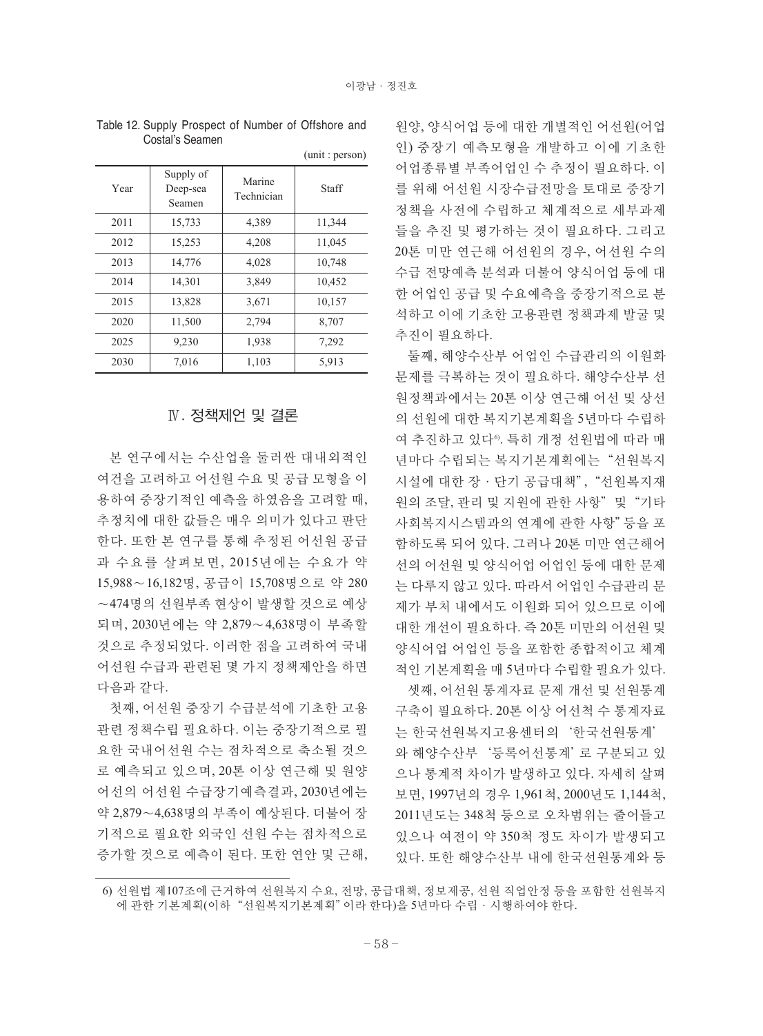Table 12. Supply Prospect of Number of Offshore and Costal's Seamen

(unit : person)

| Year | Supply of Deep-sea Seamen | Marine Technician | Staff |
|---|---|---|---|
| 2011 | 15,733 | 4,389 | 11,344 |
| 2012 | 15,253 | 4,208 | 11,045 |
| 2013 | 14,776 | 4,028 | 10,748 |
| 2014 | 14,301 | 3,849 | 10,452 |
| 2015 | 13,828 | 3,671 | 10,157 |
| 2020 | 11,500 | 2,794 | 8,707 |
| 2025 | 9,230 | 1,938 | 7,292 |
| 2030 | 7,016 | 1,103 | 5,913 |

## Ⅳ. 정책제언 및 결론

본 연구에서는 수산업을 둘러싼 대내외적인 여건을 고려하고 어선원 수요 및 공급 모형을 이용하여 중장기적인 예측을 하였음을 고려할 때, 추정치에 대한 값들은 매우 의미가 있다고 판단한다. 또한 본 연구를 통해 추정된 어선원 공급과 수요를 살펴보면, 2015년에는 수요가 약 15,988～16,182명, 공급이 15,708명으로 약 280～474명의 선원부족 현상이 발생할 것으로 예상되며, 2030년에는 약 2,879～4,638명이 부족할 것으로 추정되었다. 이러한 점을 고려하여 국내 어선원 수급과 관련된 몇 가지 정책제안을 하면 다음과 같다.

첫째, 어선원 중장기 수급분석에 기초한 고용관련 정책수립 필요하다. 이는 중장기적으로 필요한 국내어선원 수는 점차적으로 축소될 것으로 예측되고 있으며, 20톤 이상 연근해 및 원양어선의 어선원 수급장기예측결과, 2030년에는 약 2,879～4,638명의 부족이 예상된다. 더불어 장기적으로 필요한 외국인 선원 수는 점차적으로 증가할 것으로 예측이 된다. 또한 연안 및 근해, 원양, 양식어업 등에 대한 개별적인 어선원(어업인) 중장기 예측모형을 개발하고 이에 기초한 어업종류별 부족어업인 수 추정이 필요하다. 이를 위해 어선원 시장수급전망을 토대로 중장기 정책을 사전에 수립하고 체계적으로 세부과제들을 추진 및 평가하는 것이 필요하다. 그리고 20톤 미만 연근해 어선원의 경우, 어선원 수의 수급 전망예측 분석과 더불어 양식어업 등에 대한 어업인 공급 및 수요예측을 중장기적으로 분석하고 이에 기초한 고용관련 정책과제 발굴 및 추진이 필요하다.

둘째, 해양수산부 어업인 수급관리의 이원화 문제를 극복하는 것이 필요하다. 해양수산부 선원정책과에서는 20톤 이상 연근해 어선 및 상선의 선원에 대한 복지기본계획을 5년마다 수립하여 추진하고 있다[6]. 특히 개정 선원법에 따라 매년마다 수립되는 복지기본계획에는 "선원복지시설에 대한 장 · 단기 공급대책", "선원복지재원의 조달, 관리 및 지원에 관한 사항" 및 "기타 사회복지시스템과의 연계에 관한 사항" 등을 포함하도록 되어 있다. 그러나 20톤 미만 연근해어선의 어선원 및 양식어업 어업인 등에 대한 문제는 다루지 않고 있다. 따라서 어업인 수급관리 문제가 부처 내에서도 이원화 되어 있으므로 이에 대한 개선이 필요하다. 즉 20톤 미만의 어선원 및 양식어업 어업인 등을 포함한 종합적이고 체계적인 기본계획을 매 5년마다 수립할 필요가 있다.

셋째, 어선원 통계자료 문제 개선 및 선원통계 구축이 필요하다. 20톤 이상 어선척 수 통계자료는 한국선원복지고용센터의 '한국선원통계'와 해양수산부 '등록어선통계'로 구분되고 있으나 통계적 차이가 발생하고 있다. 자세히 살펴보면, 1997년의 경우 1,961척, 2000년도 1,144척, 2011년도는 348척 등으로 오차범위는 줄어들고 있으나 여전이 약 350척 정도 차이가 발생되고 있다. 또한 해양수산부 내에 한국선원통계와 등

---

6) 선원법 제107조에 근거하여 선원복지 수요, 전망, 공급대책, 정보제공, 선원 직업안정 등을 포함한 선원복지에 관한 기본계획(이하 "선원복지기본계획"이라 한다)을 5년마다 수립 · 시행하여야 한다.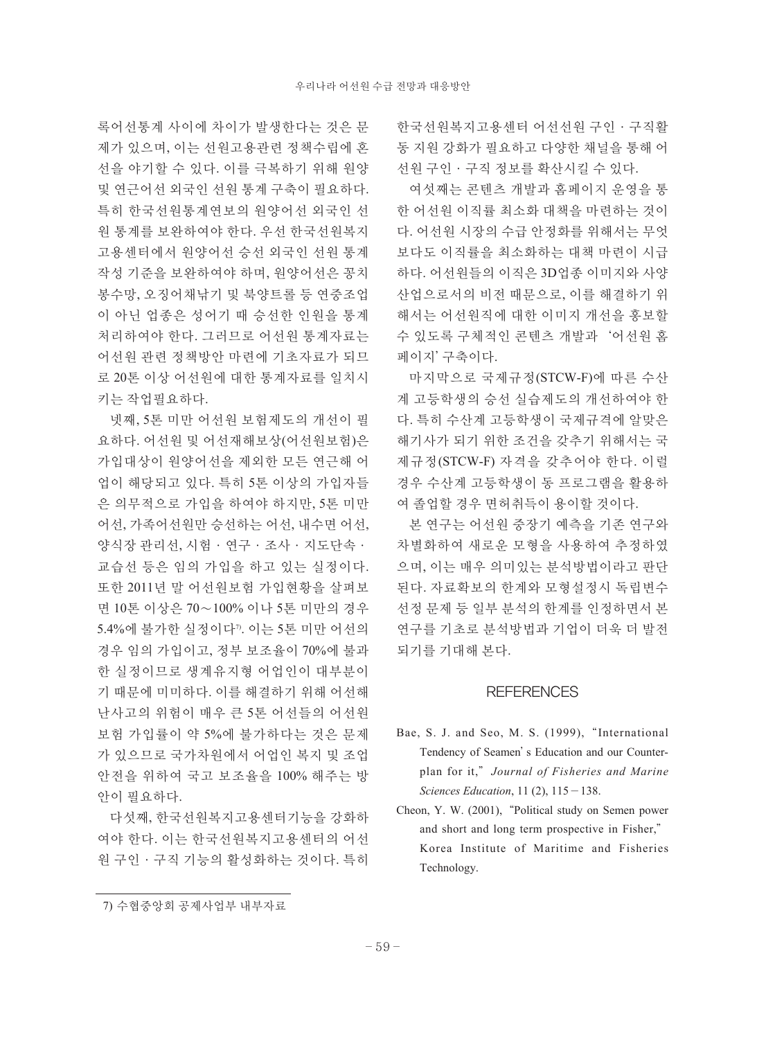록어선통계 사이에 차이가 발생한다는 것은 문제가 있으며, 이는 선원고용관련 정책수립에 혼선을 야기할 수 있다. 이를 극복하기 위해 원양 및 연근어선 외국인 선원 통계 구축이 필요하다. 특히 한국선원통계연보의 원양어선 외국인 선원 통계를 보완하여야 한다. 우선 한국선원복지고용센터에서 원양어선 승선 외국인 선원 통계 작성 기준을 보완하여야 하며, 원양어선은 꽁치봉수망, 오징어채낚기 및 북양트롤 등 연중조업이 아닌 업종은 성어기 때 승선한 인원을 통계처리하여야 한다. 그러므로 어선원 통계자료는 어선원 관련 정책방안 마련에 기초자료가 되므로 20톤 이상 어선원에 대한 통계자료를 일치시키는 작업필요하다.

넷째, 5톤 미만 어선원 보험제도의 개선이 필요하다. 어선원 및 어선재해보상(어선원보험)은 가입대상이 원양어선을 제외한 모든 연근해 어업이 해당되고 있다. 특히 5톤 이상의 가입자들은 의무적으로 가입을 하여야 하지만, 5톤 미만 어선, 가족어선원만 승선하는 어선, 내수면 어선, 양식장 관리선, 시험 · 연구 · 조사 · 지도단속 · 교습선 등은 임의 가입을 하고 있는 실정이다. 또한 2011년 말 어선원보험 가입현황을 살펴보면 10톤 이상은 70~100% 이나 5톤 미만의 경우 5.4%에 불가한 실정이다[7]. 이는 5톤 미만 어선의 경우 임의 가입이고, 정부 보조율이 70%에 불과한 실정이므로 생계유지형 어업인이 대부분이기 때문에 미미하다. 이를 해결하기 위해 어선해난사고의 위험이 매우 큰 5톤 어선들의 어선원 보험 가입률이 약 5%에 불가하다는 것은 문제가 있으므로 국가차원에서 어업인 복지 및 조업안전을 위하여 국고 보조율을 100% 해주는 방안이 필요하다.

다섯째, 한국선원복지고용센터기능을 강화하여야 한다. 이는 한국선원복지고용센터의 어선원 구인 · 구직 기능의 활성화하는 것이다. 특히 한국선원복지고용센터 어선선원 구인 · 구직활동 지원 강화가 필요하고 다양한 채널을 통해 어선원 구인 · 구직 정보를 확산시킬 수 있다.

여섯째는 콘텐츠 개발과 홈페이지 운영을 통한 어선원 이직률 최소화 대책을 마련하는 것이다. 어선원 시장의 수급 안정화를 위해서는 무엇보다도 이직률을 최소화하는 대책 마련이 시급하다. 어선원들의 이직은 3D업종 이미지와 사양산업으로서의 비전 때문으로, 이를 해결하기 위해서는 어선원직에 대한 이미지 개선을 홍보할 수 있도록 구체적인 콘텐츠 개발과 '어선원 홈페이지' 구축이다.

마지막으로 국제규정(STCW-F)에 따른 수산계 고등학생의 승선 실습제도의 개선하여야 한다. 특히 수산계 고등학생이 국제규격에 알맞은 해기사가 되기 위한 조건을 갖추기 위해서는 국제규정(STCW-F) 자격을 갖추어야 한다. 이럴 경우 수산계 고등학생이 동 프로그램을 활용하여 졸업할 경우 면허취득이 용이할 것이다.

본 연구는 어선원 중장기 예측을 기존 연구와 차별화하여 새로운 모형을 사용하여 추정하였으며, 이는 매우 의미있는 분석방법이라고 판단된다. 자료확보의 한계와 모형설정시 독립변수 선정 문제 등 일부 분석의 한계를 인정하면서 본 연구를 기초로 분석방법과 기업이 더욱 더 발전되기를 기대해 본다.

## REFERENCES

Bae, S. J. and Seo, M. S. (1999), "International Tendency of Seamen' s Education and our Counterplan for it," *Journal of Fisheries and Marine Sciences Education*, 11 (2), 115－138.

Cheon, Y. W. (2001), "Political study on Semen power and short and long term prospective in Fisher," Korea Institute of Maritime and Fisheries Technology.

---

7) 수협중앙회 공제사업부 내부자료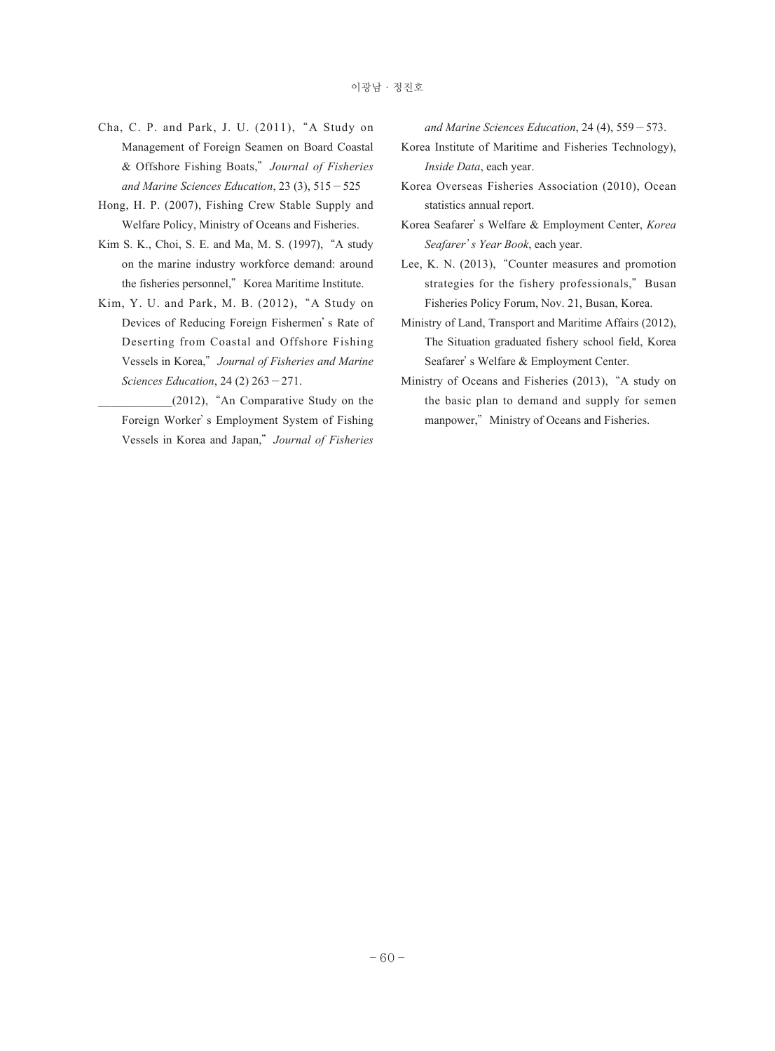Cha, C. P. and Park, J. U. (2011), "A Study on Management of Foreign Seamen on Board Coastal & Offshore Fishing Boats," *Journal of Fisheries and Marine Sciences Education*, 23 (3), 515－525

Hong, H. P. (2007), Fishing Crew Stable Supply and Welfare Policy, Ministry of Oceans and Fisheries.

Kim S. K., Choi, S. E. and Ma, M. S. (1997), "A study on the marine industry workforce demand: around the fisheries personnel," Korea Maritime Institute.

Kim, Y. U. and Park, M. B. (2012), "A Study on Devices of Reducing Foreign Fishermen's Rate of Deserting from Coastal and Offshore Fishing Vessels in Korea," *Journal of Fisheries and Marine Sciences Education*, 24 (2) 263－271.

____________(2012), "An Comparative Study on the Foreign Worker's Employment System of Fishing Vessels in Korea and Japan," *Journal of Fisheries and Marine Sciences Education*, 24 (4), 559－573.

Korea Institute of Maritime and Fisheries Technology), *Inside Data*, each year.

Korea Overseas Fisheries Association (2010), Ocean statistics annual report.

Korea Seafarer's Welfare & Employment Center, *Korea Seafarer's Year Book*, each year.

Lee, K. N. (2013), "Counter measures and promotion strategies for the fishery professionals," Busan Fisheries Policy Forum, Nov. 21, Busan, Korea.

Ministry of Land, Transport and Maritime Affairs (2012), The Situation graduated fishery school field, Korea Seafarer's Welfare & Employment Center.

Ministry of Oceans and Fisheries (2013), "A study on the basic plan to demand and supply for semen manpower," Ministry of Oceans and Fisheries.